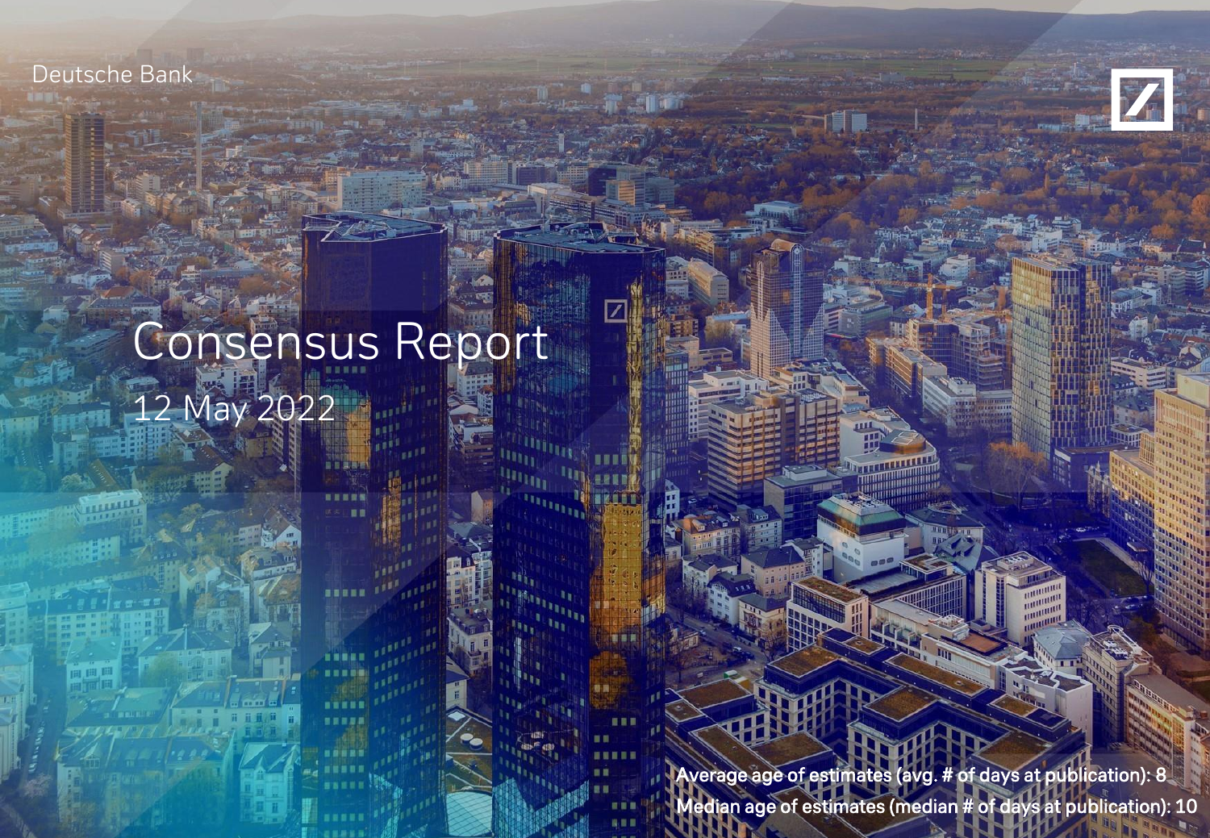Deutsche Bank

# Consensus Report

12 May 2022

Average age of estimates (avg. # of days at publication): 8

Median age of estimates (median # of days at publication): 10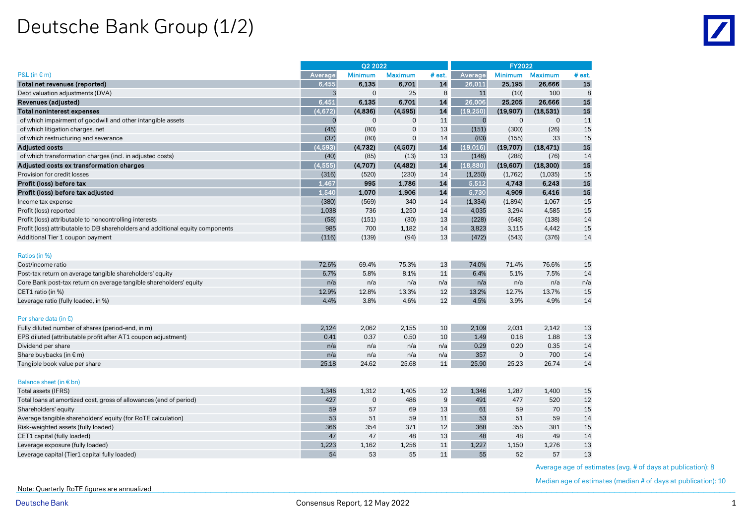# Deutsche Bank Group (1/2)

| P&L (in € m) | Q2 2022 Average | Q2 2022 Minimum | Q2 2022 Maximum | Q2 2022 # est. | FY2022 Average | FY2022 Minimum | FY2022 Maximum | FY2022 # est. |
|---|---|---|---|---|---|---|---|---|
| **Total net revenues (reported)** | 6,455 | 6,135 | 6,701 | 14 | 26,011 | 25,195 | 26,666 | 15 |
| Debt valuation adjustments (DVA) | 3 | 0 | 25 | 8 | 11 | (10) | 100 | 8 |
| **Revenues (adjusted)** | 6,451 | 6,135 | 6,701 | 14 | 26,006 | 25,205 | 26,666 | 15 |
| **Total noninterest expenses** | (4,672) | (4,836) | (4,595) | 14 | (19,250) | (19,907) | (18,531) | 15 |
| of which impairment of goodwill and other intangible assets | 0 | 0 | 0 | 11 | 0 | 0 | 0 | 11 |
| of which litigation charges, net | (45) | (80) | 0 | 13 | (151) | (300) | (26) | 15 |
| of which restructuring and severance | (37) | (80) | 0 | 14 | (83) | (155) | 33 | 15 |
| **Adjusted costs** | (4,593) | (4,732) | (4,507) | 14 | (19,016) | (19,707) | (18,471) | 15 |
| of which transformation charges (incl. in adjusted costs) | (40) | (85) | (13) | 13 | (146) | (288) | (76) | 14 |
| **Adjusted costs ex transformation charges** | (4,555) | (4,707) | (4,482) | 14 | (18,880) | (19,607) | (18,300) | 15 |
| Provision for credit losses | (316) | (520) | (230) | 14 | (1,250) | (1,762) | (1,035) | 15 |
| **Profit (loss) before tax** | 1,467 | 995 | 1,786 | 14 | 5,512 | 4,743 | 6,243 | 15 |
| **Profit (loss) before tax adjusted** | 1,540 | 1,070 | 1,906 | 14 | 5,730 | 4,909 | 6,416 | 15 |
| Income tax expense | (380) | (569) | 340 | 14 | (1,334) | (1,894) | 1,067 | 15 |
| Profit (loss) reported | 1,038 | 736 | 1,250 | 14 | 4,035 | 3,294 | 4,585 | 15 |
| Profit (loss) attributable to noncontrolling interests | (58) | (151) | (30) | 13 | (228) | (648) | (138) | 14 |
| Profit (loss) attributable to DB shareholders and additional equity components | 985 | 700 | 1,182 | 14 | 3,823 | 3,115 | 4,442 | 15 |
| Additional Tier 1 coupon payment | (116) | (139) | (94) | 13 | (472) | (543) | (376) | 14 |
| **Ratios (in %)** | | | | | | | | |
| Cost/income ratio | 72.6% | 69.4% | 75.3% | 13 | 74.0% | 71.4% | 76.6% | 15 |
| Post-tax return on average tangible shareholders' equity | 6.7% | 5.8% | 8.1% | 11 | 6.4% | 5.1% | 7.5% | 14 |
| Core Bank post-tax return on average tangible shareholders' equity | n/a | n/a | n/a | n/a | n/a | n/a | n/a | n/a |
| CET1 ratio (in %) | 12.9% | 12.8% | 13.3% | 12 | 13.2% | 12.7% | 13.7% | 15 |
| Leverage ratio (fully loaded, in %) | 4.4% | 3.8% | 4.6% | 12 | 4.5% | 3.9% | 4.9% | 14 |
| **Per share data (in €)** | | | | | | | | |
| Fully diluted number of shares (period-end, in m) | 2,124 | 2,062 | 2,155 | 10 | 2,109 | 2,031 | 2,142 | 13 |
| EPS diluted (attributable profit after AT1 coupon adjustment) | 0.41 | 0.37 | 0.50 | 10 | 1.49 | 0.18 | 1.88 | 13 |
| Dividend per share | n/a | n/a | n/a | n/a | 0.29 | 0.20 | 0.35 | 14 |
| Share buybacks (in € m) | n/a | n/a | n/a | n/a | 357 | 0 | 700 | 14 |
| Tangible book value per share | 25.18 | 24.62 | 25.68 | 11 | 25.90 | 25.23 | 26.74 | 14 |
| **Balance sheet (in € bn)** | | | | | | | | |
| Total assets (IFRS) | 1,346 | 1,312 | 1,405 | 12 | 1,346 | 1,287 | 1,400 | 15 |
| Total loans at amortized cost, gross of allowances (end of period) | 427 | 0 | 486 | 9 | 491 | 477 | 520 | 12 |
| Shareholders' equity | 59 | 57 | 69 | 13 | 61 | 59 | 70 | 15 |
| Average tangible shareholders' equity (for RoTE calculation) | 53 | 51 | 59 | 11 | 53 | 51 | 59 | 14 |
| Risk-weighted assets (fully loaded) | 366 | 354 | 371 | 12 | 368 | 355 | 381 | 15 |
| CET1 capital (fully loaded) | 47 | 47 | 48 | 13 | 48 | 48 | 49 | 14 |
| Leverage exposure (fully loaded) | 1,223 | 1,162 | 1,256 | 11 | 1,227 | 1,150 | 1,276 | 13 |
| Leverage capital (Tier1 capital fully loaded) | 54 | 53 | 55 | 11 | 55 | 52 | 57 | 13 |

Average age of estimates (avg. # of days at publication): 8

Median age of estimates (median # of days at publication): 10

Note: Quarterly RoTE figures are annualized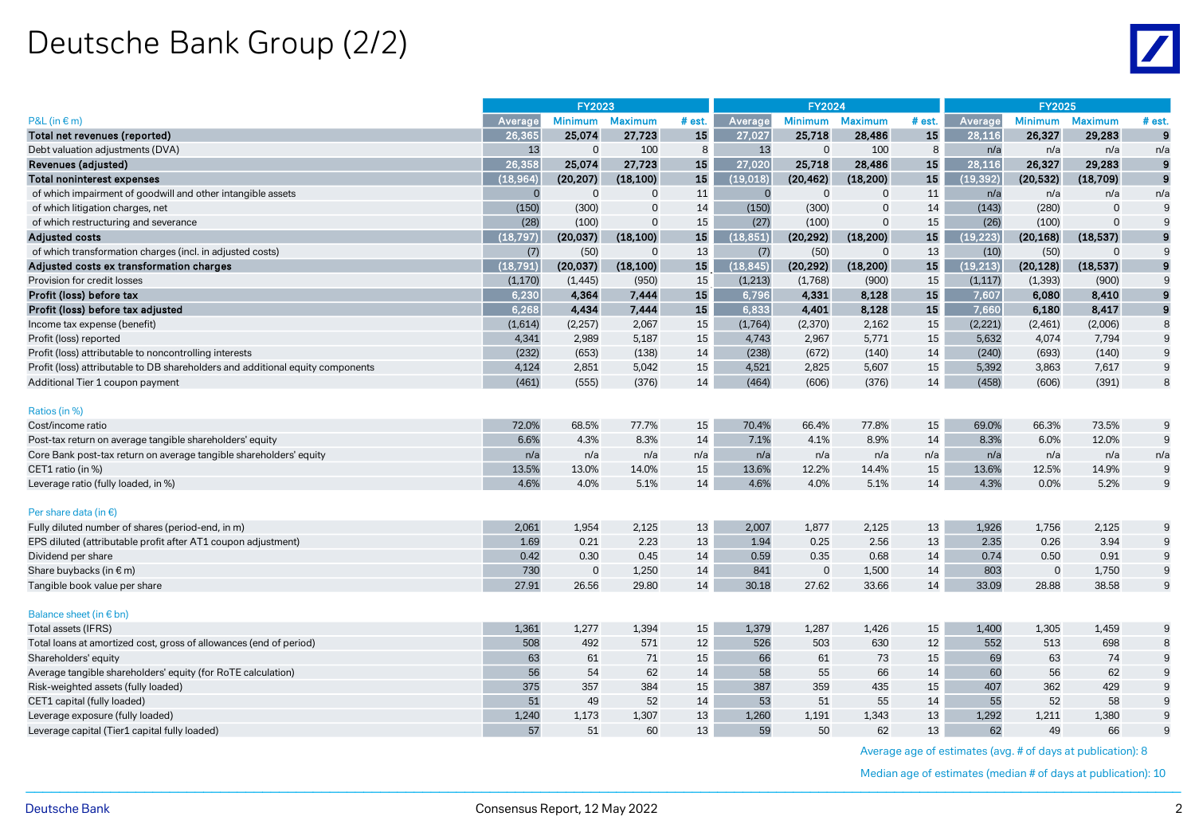# Deutsche Bank Group (2/2)

| P&L (in € m) | FY2023 | | | | FY2024 | | | | FY2025 | | | |
|---|---|---|---|---|---|---|---|---|---|---|---|---|
| | Average | Minimum | Maximum | # est. | Average | Minimum | Maximum | # est. | Average | Minimum | Maximum | # est. |
| **Total net revenues (reported)** | **26,365** | **25,074** | **27,723** | **15** | **27,027** | **25,718** | **28,486** | **15** | **28,116** | **26,327** | **29,283** | **9** |
| Debt valuation adjustments (DVA) | 13 | 0 | 100 | 8 | 13 | 0 | 100 | 8 | n/a | n/a | n/a | n/a |
| **Revenues (adjusted)** | **26,358** | **25,074** | **27,723** | **15** | **27,020** | **25,718** | **28,486** | **15** | **28,116** | **26,327** | **29,283** | **9** |
| **Total noninterest expenses** | **(18,964)** | **(20,207)** | **(18,100)** | **15** | **(19,018)** | **(20,462)** | **(18,200)** | **15** | **(19,392)** | **(20,532)** | **(18,709)** | **9** |
| of which impairment of goodwill and other intangible assets | 0 | 0 | 0 | 11 | 0 | 0 | 0 | 11 | n/a | n/a | n/a | n/a |
| of which litigation charges, net | (150) | (300) | 0 | 14 | (150) | (300) | 0 | 14 | (143) | (280) | 0 | 9 |
| of which restructuring and severance | (28) | (100) | 0 | 15 | (27) | (100) | 0 | 15 | (26) | (100) | 0 | 9 |
| **Adjusted costs** | **(18,797)** | **(20,037)** | **(18,100)** | **15** | **(18,851)** | **(20,292)** | **(18,200)** | **15** | **(19,223)** | **(20,168)** | **(18,537)** | **9** |
| of which transformation charges (incl. in adjusted costs) | (7) | (50) | 0 | 13 | (7) | (50) | 0 | 13 | (10) | (50) | 0 | 9 |
| **Adjusted costs ex transformation charges** | **(18,791)** | **(20,037)** | **(18,100)** | **15** | **(18,845)** | **(20,292)** | **(18,200)** | **15** | **(19,213)** | **(20,128)** | **(18,537)** | **9** |
| Provision for credit losses | (1,170) | (1,445) | (950) | 15 | (1,213) | (1,768) | (900) | 15 | (1,117) | (1,393) | (900) | 9 |
| **Profit (loss) before tax** | **6,230** | **4,364** | **7,444** | **15** | **6,796** | **4,331** | **8,128** | **15** | **7,607** | **6,080** | **8,410** | **9** |
| **Profit (loss) before tax adjusted** | **6,268** | **4,434** | **7,444** | **15** | **6,833** | **4,401** | **8,128** | **15** | **7,660** | **6,180** | **8,417** | **9** |
| Income tax expense (benefit) | (1,614) | (2,257) | 2,067 | 15 | (1,764) | (2,370) | 2,162 | 15 | (2,221) | (2,461) | (2,006) | 8 |
| Profit (loss) reported | 4,341 | 2,989 | 5,187 | 15 | 4,743 | 2,967 | 5,771 | 15 | 5,632 | 4,074 | 7,794 | 9 |
| Profit (loss) attributable to noncontrolling interests | (232) | (653) | (138) | 14 | (238) | (672) | (140) | 14 | (240) | (693) | (140) | 9 |
| Profit (loss) attributable to DB shareholders and additional equity components | 4,124 | 2,851 | 5,042 | 15 | 4,521 | 2,825 | 5,607 | 15 | 5,392 | 3,863 | 7,617 | 9 |
| Additional Tier 1 coupon payment | (461) | (555) | (376) | 14 | (464) | (606) | (376) | 14 | (458) | (606) | (391) | 8 |
| **Ratios (in %)** | | | | | | | | | | | | |
| Cost/income ratio | 72.0% | 68.5% | 77.7% | 15 | 70.4% | 66.4% | 77.8% | 15 | 69.0% | 66.3% | 73.5% | 9 |
| Post-tax return on average tangible shareholders' equity | 6.6% | 4.3% | 8.3% | 14 | 7.1% | 4.1% | 8.9% | 14 | 8.3% | 6.0% | 12.0% | 9 |
| Core Bank post-tax return on average tangible shareholders' equity | n/a | n/a | n/a | n/a | n/a | n/a | n/a | n/a | n/a | n/a | n/a | n/a |
| CET1 ratio (in %) | 13.5% | 13.0% | 14.0% | 15 | 13.6% | 12.2% | 14.4% | 15 | 13.6% | 12.5% | 14.9% | 9 |
| Leverage ratio (fully loaded, in %) | 4.6% | 4.0% | 5.1% | 14 | 4.6% | 4.0% | 5.1% | 14 | 4.3% | 0.0% | 5.2% | 9 |
| **Per share data (in €)** | | | | | | | | | | | | |
| Fully diluted number of shares (period-end, in m) | 2,061 | 1,954 | 2,125 | 13 | 2,007 | 1,877 | 2,125 | 13 | 1,926 | 1,756 | 2,125 | 9 |
| EPS diluted (attributable profit after AT1 coupon adjustment) | 1.69 | 0.21 | 2.23 | 13 | 1.94 | 0.25 | 2.56 | 13 | 2.35 | 0.26 | 3.94 | 9 |
| Dividend per share | 0.42 | 0.30 | 0.45 | 14 | 0.59 | 0.35 | 0.68 | 14 | 0.74 | 0.50 | 0.91 | 9 |
| Share buybacks (in € m) | 730 | 0 | 1,250 | 14 | 841 | 0 | 1,500 | 14 | 803 | 0 | 1,750 | 9 |
| Tangible book value per share | 27.91 | 26.56 | 29.80 | 14 | 30.18 | 27.62 | 33.66 | 14 | 33.09 | 28.88 | 38.58 | 9 |
| **Balance sheet (in € bn)** | | | | | | | | | | | | |
| Total assets (IFRS) | 1,361 | 1,277 | 1,394 | 15 | 1,379 | 1,287 | 1,426 | 15 | 1,400 | 1,305 | 1,459 | 9 |
| Total loans at amortized cost, gross of allowances (end of period) | 508 | 492 | 571 | 12 | 526 | 503 | 630 | 12 | 552 | 513 | 698 | 8 |
| Shareholders' equity | 63 | 61 | 71 | 15 | 66 | 61 | 73 | 15 | 69 | 63 | 74 | 9 |
| Average tangible shareholders' equity (for RoTE calculation) | 56 | 54 | 62 | 14 | 58 | 55 | 66 | 14 | 60 | 56 | 62 | 9 |
| Risk-weighted assets (fully loaded) | 375 | 357 | 384 | 15 | 387 | 359 | 435 | 15 | 407 | 362 | 429 | 9 |
| CET1 capital (fully loaded) | 51 | 49 | 52 | 14 | 53 | 51 | 55 | 14 | 55 | 52 | 58 | 9 |
| Leverage exposure (fully loaded) | 1,240 | 1,173 | 1,307 | 13 | 1,260 | 1,191 | 1,343 | 13 | 1,292 | 1,211 | 1,380 | 9 |
| Leverage capital (Tier1 capital fully loaded) | 57 | 51 | 60 | 13 | 59 | 50 | 62 | 13 | 62 | 49 | 66 | 9 |

Average age of estimates (avg. # of days at publication): 8

Median age of estimates (median # of days at publication): 10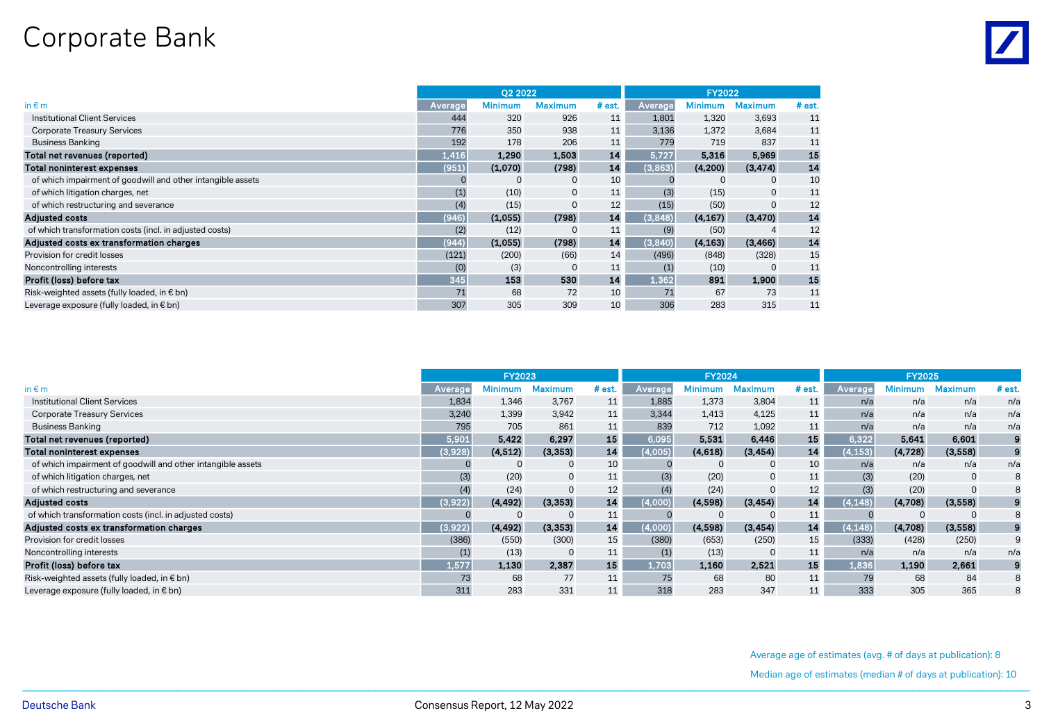# Corporate Bank

| in € m | Q2 2022 | | | | FY2022 | | | |
|---|---|---|---|---|---|---|---|---|
| | Average | Minimum | Maximum | # est. | Average | Minimum | Maximum | # est. |
| Institutional Client Services | 444 | 320 | 926 | 11 | 1,801 | 1,320 | 3,693 | 11 |
| Corporate Treasury Services | 776 | 350 | 938 | 11 | 3,136 | 1,372 | 3,684 | 11 |
| Business Banking | 192 | 178 | 206 | 11 | 779 | 719 | 837 | 11 |
| **Total net revenues (reported)** | **1,416** | **1,290** | **1,503** | **14** | **5,727** | **5,316** | **5,969** | **15** |
| **Total noninterest expenses** | **(951)** | **(1,070)** | **(798)** | **14** | **(3,863)** | **(4,200)** | **(3,474)** | **14** |
| of which impairment of goodwill and other intangible assets | 0 | 0 | 0 | 10 | 0 | 0 | 0 | 10 |
| of which litigation charges, net | (1) | (10) | 0 | 11 | (3) | (15) | 0 | 11 |
| of which restructuring and severance | (4) | (15) | 0 | 12 | (15) | (50) | 0 | 12 |
| **Adjusted costs** | **(946)** | **(1,055)** | **(798)** | **14** | **(3,848)** | **(4,167)** | **(3,470)** | **14** |
| of which transformation costs (incl. in adjusted costs) | (2) | (12) | 0 | 11 | (9) | (50) | 4 | 12 |
| **Adjusted costs ex transformation charges** | **(944)** | **(1,055)** | **(798)** | **14** | **(3,840)** | **(4,163)** | **(3,466)** | **14** |
| Provision for credit losses | (121) | (200) | (66) | 14 | (496) | (848) | (328) | 15 |
| Noncontrolling interests | (0) | (3) | 0 | 11 | (1) | (10) | 0 | 11 |
| **Profit (loss) before tax** | **345** | **153** | **530** | **14** | **1,362** | **891** | **1,900** | **15** |
| Risk-weighted assets (fully loaded, in € bn) | 71 | 68 | 72 | 10 | 71 | 67 | 73 | 11 |
| Leverage exposure (fully loaded, in € bn) | 307 | 305 | 309 | 10 | 306 | 283 | 315 | 11 |

| in € m | FY2023 | | | | FY2024 | | | | FY2025 | | | |
|---|---|---|---|---|---|---|---|---|---|---|---|---|
| | Average | Minimum | Maximum | # est. | Average | Minimum | Maximum | # est. | Average | Minimum | Maximum | # est. |
| Institutional Client Services | 1,834 | 1,346 | 3,767 | 11 | 1,885 | 1,373 | 3,804 | 11 | n/a | n/a | n/a | n/a |
| Corporate Treasury Services | 3,240 | 1,399 | 3,942 | 11 | 3,344 | 1,413 | 4,125 | 11 | n/a | n/a | n/a | n/a |
| Business Banking | 795 | 705 | 861 | 11 | 839 | 712 | 1,092 | 11 | n/a | n/a | n/a | n/a |
| **Total net revenues (reported)** | **5,901** | **5,422** | **6,297** | **15** | **6,095** | **5,531** | **6,446** | **15** | **6,322** | **5,641** | **6,601** | **9** |
| **Total noninterest expenses** | **(3,928)** | **(4,512)** | **(3,353)** | **14** | **(4,005)** | **(4,618)** | **(3,454)** | **14** | **(4,153)** | **(4,728)** | **(3,558)** | **9** |
| of which impairment of goodwill and other intangible assets | 0 | 0 | 0 | 10 | 0 | 0 | 0 | 10 | n/a | n/a | n/a | n/a |
| of which litigation charges, net | (3) | (20) | 0 | 11 | (3) | (20) | 0 | 11 | (3) | (20) | 0 | 8 |
| of which restructuring and severance | (4) | (24) | 0 | 12 | (4) | (24) | 0 | 12 | (3) | (20) | 0 | 8 |
| **Adjusted costs** | **(3,922)** | **(4,492)** | **(3,353)** | **14** | **(4,000)** | **(4,598)** | **(3,454)** | **14** | **(4,148)** | **(4,708)** | **(3,558)** | **9** |
| of which transformation costs (incl. in adjusted costs) | 0 | 0 | 0 | 11 | 0 | 0 | 0 | 11 | 0 | 0 | 0 | 8 |
| **Adjusted costs ex transformation charges** | **(3,922)** | **(4,492)** | **(3,353)** | **14** | **(4,000)** | **(4,598)** | **(3,454)** | **14** | **(4,148)** | **(4,708)** | **(3,558)** | **9** |
| Provision for credit losses | (386) | (550) | (300) | 15 | (380) | (653) | (250) | 15 | (333) | (428) | (250) | 9 |
| Noncontrolling interests | (1) | (13) | 0 | 11 | (1) | (13) | 0 | 11 | n/a | n/a | n/a | n/a |
| **Profit (loss) before tax** | **1,577** | **1,130** | **2,387** | **15** | **1,703** | **1,160** | **2,521** | **15** | **1,836** | **1,190** | **2,661** | **9** |
| Risk-weighted assets (fully loaded, in € bn) | 73 | 68 | 77 | 11 | 75 | 68 | 80 | 11 | 79 | 68 | 84 | 8 |
| Leverage exposure (fully loaded, in € bn) | 311 | 283 | 331 | 11 | 318 | 283 | 347 | 11 | 333 | 305 | 365 | 8 |

Average age of estimates (avg. # of days at publication): 8

Median age of estimates (median # of days at publication): 10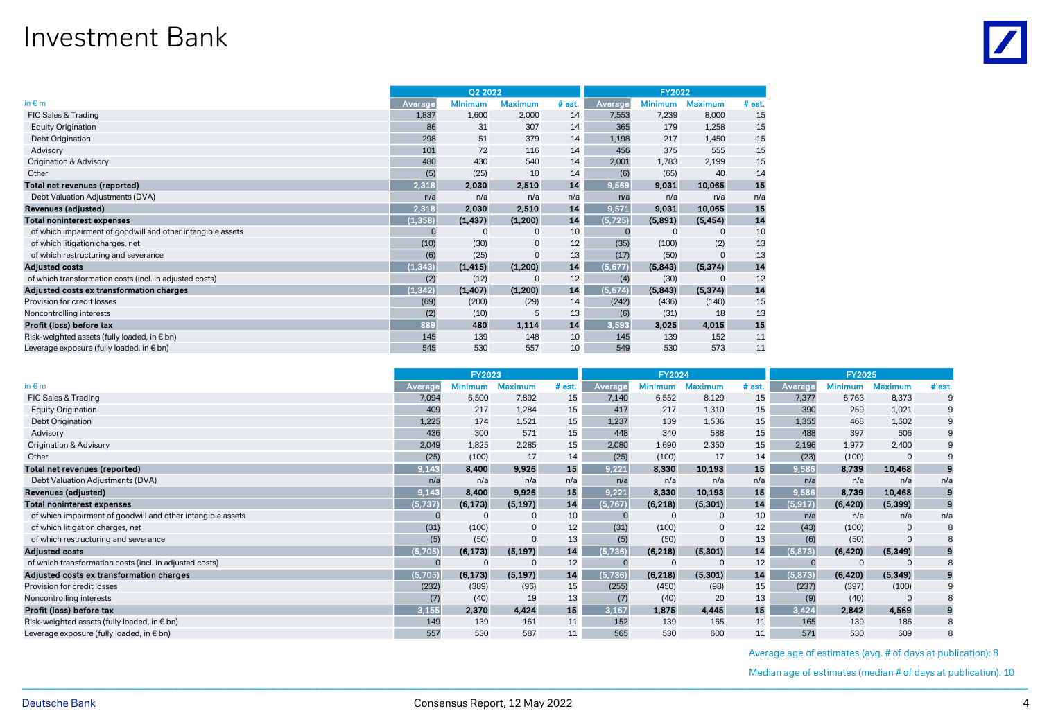# Investment Bank

| in € m | Q2 2022 | | | | FY2022 | | | |
|---|---|---|---|---|---|---|---|---|
| | Average | Minimum | Maximum | # est. | Average | Minimum | Maximum | # est. |
| FIC Sales & Trading | 1,837 | 1,600 | 2,000 | 14 | 7,553 | 7,239 | 8,000 | 15 |
| Equity Origination | 86 | 31 | 307 | 14 | 365 | 179 | 1,258 | 15 |
| Debt Origination | 298 | 51 | 379 | 14 | 1,198 | 217 | 1,450 | 15 |
| Advisory | 101 | 72 | 116 | 14 | 456 | 375 | 555 | 15 |
| Origination & Advisory | 480 | 430 | 540 | 14 | 2,001 | 1,783 | 2,199 | 15 |
| Other | (5) | (25) | 10 | 14 | (6) | (65) | 40 | 14 |
| **Total net revenues (reported)** | **2,318** | **2,030** | **2,510** | **14** | **9,569** | **9,031** | **10,065** | **15** |
| Debt Valuation Adjustments (DVA) | n/a | n/a | n/a | n/a | n/a | n/a | n/a | n/a |
| **Revenues (adjusted)** | **2,318** | **2,030** | **2,510** | **14** | **9,571** | **9,031** | **10,065** | **15** |
| **Total noninterest expenses** | **(1,358)** | **(1,437)** | **(1,200)** | **14** | **(5,725)** | **(5,891)** | **(5,454)** | **14** |
| of which impairment of goodwill and other intangible assets | 0 | 0 | 0 | 10 | 0 | 0 | 0 | 10 |
| of which litigation charges, net | (10) | (30) | 0 | 12 | (35) | (100) | (2) | 13 |
| of which restructuring and severance | (6) | (25) | 0 | 13 | (17) | (50) | 0 | 13 |
| **Adjusted costs** | **(1,343)** | **(1,415)** | **(1,200)** | **14** | **(5,677)** | **(5,843)** | **(5,374)** | **14** |
| of which transformation costs (incl. in adjusted costs) | (2) | (12) | 0 | 12 | (4) | (30) | 0 | 12 |
| **Adjusted costs ex transformation charges** | **(1,342)** | **(1,407)** | **(1,200)** | **14** | **(5,674)** | **(5,843)** | **(5,374)** | **14** |
| Provision for credit losses | (69) | (200) | (29) | 14 | (242) | (436) | (140) | 15 |
| Noncontrolling interests | (2) | (10) | 5 | 13 | (6) | (31) | 18 | 13 |
| **Profit (loss) before tax** | **889** | **480** | **1,114** | **14** | **3,593** | **3,025** | **4,015** | **15** |
| Risk-weighted assets (fully loaded, in € bn) | 145 | 139 | 148 | 10 | 145 | 139 | 152 | 11 |
| Leverage exposure (fully loaded, in € bn) | 545 | 530 | 557 | 10 | 549 | 530 | 573 | 11 |

| in € m | FY2023 | | | | FY2024 | | | | FY2025 | | | |
|---|---|---|---|---|---|---|---|---|---|---|---|---|
| | Average | Minimum | Maximum | # est. | Average | Minimum | Maximum | # est. | Average | Minimum | Maximum | # est. |
| FIC Sales & Trading | 7,094 | 6,500 | 7,892 | 15 | 7,140 | 6,552 | 8,129 | 15 | 7,377 | 6,763 | 8,373 | 9 |
| Equity Origination | 409 | 217 | 1,284 | 15 | 417 | 217 | 1,310 | 15 | 390 | 259 | 1,021 | 9 |
| Debt Origination | 1,225 | 174 | 1,521 | 15 | 1,237 | 139 | 1,536 | 15 | 1,355 | 468 | 1,602 | 9 |
| Advisory | 436 | 300 | 571 | 15 | 448 | 340 | 588 | 15 | 488 | 397 | 606 | 9 |
| Origination & Advisory | 2,049 | 1,825 | 2,285 | 15 | 2,080 | 1,690 | 2,350 | 15 | 2,196 | 1,977 | 2,400 | 9 |
| Other | (25) | (100) | 17 | 14 | (25) | (100) | 17 | 14 | (23) | (100) | 0 | 9 |
| **Total net revenues (reported)** | **9,143** | **8,400** | **9,926** | **15** | **9,221** | **8,330** | **10,193** | **15** | **9,586** | **8,739** | **10,468** | **9** |
| Debt Valuation Adjustments (DVA) | n/a | n/a | n/a | n/a | n/a | n/a | n/a | n/a | n/a | n/a | n/a | n/a |
| **Revenues (adjusted)** | **9,143** | **8,400** | **9,926** | **15** | **9,221** | **8,330** | **10,193** | **15** | **9,586** | **8,739** | **10,468** | **9** |
| **Total noninterest expenses** | **(5,737)** | **(6,173)** | **(5,197)** | **14** | **(5,767)** | **(6,218)** | **(5,301)** | **14** | **(5,917)** | **(6,420)** | **(5,399)** | **9** |
| of which impairment of goodwill and other intangible assets | 0 | 0 | 0 | 10 | 0 | 0 | 0 | 10 | n/a | n/a | n/a | n/a |
| of which litigation charges, net | (31) | (100) | 0 | 12 | (31) | (100) | 0 | 12 | (43) | (100) | 0 | 8 |
| of which restructuring and severance | (5) | (50) | 0 | 13 | (5) | (50) | 0 | 13 | (6) | (50) | 0 | 8 |
| **Adjusted costs** | **(5,705)** | **(6,173)** | **(5,197)** | **14** | **(5,736)** | **(6,218)** | **(5,301)** | **14** | **(5,873)** | **(6,420)** | **(5,349)** | **9** |
| of which transformation costs (incl. in adjusted costs) | 0 | 0 | 0 | 12 | 0 | 0 | 0 | 12 | 0 | 0 | 0 | 8 |
| **Adjusted costs ex transformation charges** | **(5,705)** | **(6,173)** | **(5,197)** | **14** | **(5,736)** | **(6,218)** | **(5,301)** | **14** | **(5,873)** | **(6,420)** | **(5,349)** | **9** |
| Provision for credit losses | (232) | (389) | (96) | 15 | (255) | (450) | (98) | 15 | (237) | (397) | (100) | 9 |
| Noncontrolling interests | (7) | (40) | 19 | 13 | (7) | (40) | 20 | 13 | (9) | (40) | 0 | 8 |
| **Profit (loss) before tax** | **3,155** | **2,370** | **4,424** | **15** | **3,167** | **1,875** | **4,445** | **15** | **3,424** | **2,842** | **4,569** | **9** |
| Risk-weighted assets (fully loaded, in € bn) | 149 | 139 | 161 | 11 | 152 | 139 | 165 | 11 | 165 | 139 | 186 | 8 |
| Leverage exposure (fully loaded, in € bn) | 557 | 530 | 587 | 11 | 565 | 530 | 600 | 11 | 571 | 530 | 609 | 8 |

Average age of estimates (avg. # of days at publication): 8

Median age of estimates (median # of days at publication): 10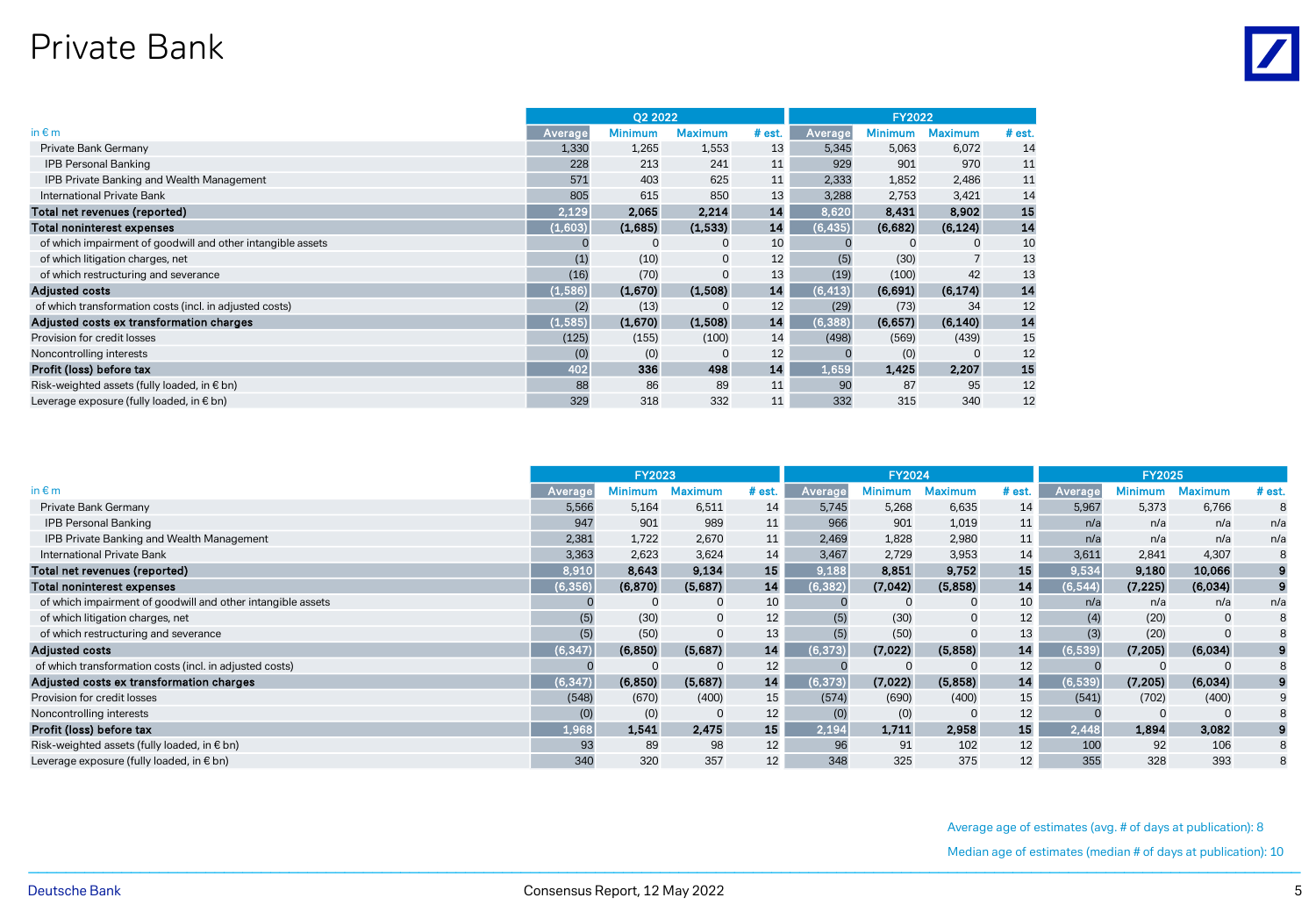# Private Bank

| in € m | Q2 2022 | | | | FY2022 | | | |
|---|---|---|---|---|---|---|---|---|
| | Average | Minimum | Maximum | # est. | Average | Minimum | Maximum | # est. |
| Private Bank Germany | 1,330 | 1,265 | 1,553 | 13 | 5,345 | 5,063 | 6,072 | 14 |
| IPB Personal Banking | 228 | 213 | 241 | 11 | 929 | 901 | 970 | 11 |
| IPB Private Banking and Wealth Management | 571 | 403 | 625 | 11 | 2,333 | 1,852 | 2,486 | 11 |
| International Private Bank | 805 | 615 | 850 | 13 | 3,288 | 2,753 | 3,421 | 14 |
| **Total net revenues (reported)** | **2,129** | **2,065** | **2,214** | **14** | **8,620** | **8,431** | **8,902** | **15** |
| **Total noninterest expenses** | **(1,603)** | **(1,685)** | **(1,533)** | **14** | **(6,435)** | **(6,682)** | **(6,124)** | **14** |
| of which impairment of goodwill and other intangible assets | 0 | 0 | 0 | 10 | 0 | 0 | 0 | 10 |
| of which litigation charges, net | (1) | (10) | 0 | 12 | (5) | (30) | 7 | 13 |
| of which restructuring and severance | (16) | (70) | 0 | 13 | (19) | (100) | 42 | 13 |
| **Adjusted costs** | **(1,586)** | **(1,670)** | **(1,508)** | **14** | **(6,413)** | **(6,691)** | **(6,174)** | **14** |
| of which transformation costs (incl. in adjusted costs) | (2) | (13) | 0 | 12 | (29) | (73) | 34 | 12 |
| **Adjusted costs ex transformation charges** | **(1,585)** | **(1,670)** | **(1,508)** | **14** | **(6,388)** | **(6,657)** | **(6,140)** | **14** |
| Provision for credit losses | (125) | (155) | (100) | 14 | (498) | (569) | (439) | 15 |
| Noncontrolling interests | (0) | (0) | 0 | 12 | 0 | (0) | 0 | 12 |
| **Profit (loss) before tax** | **402** | **336** | **498** | **14** | **1,659** | **1,425** | **2,207** | **15** |
| Risk-weighted assets (fully loaded, in € bn) | 88 | 86 | 89 | 11 | 90 | 87 | 95 | 12 |
| Leverage exposure (fully loaded, in € bn) | 329 | 318 | 332 | 11 | 332 | 315 | 340 | 12 |

| in € m | FY2023 | | | | FY2024 | | | | FY2025 | | | |
|---|---|---|---|---|---|---|---|---|---|---|---|---|
| | Average | Minimum | Maximum | # est. | Average | Minimum | Maximum | # est. | Average | Minimum | Maximum | # est. |
| Private Bank Germany | 5,566 | 5,164 | 6,511 | 14 | 5,745 | 5,268 | 6,635 | 14 | 5,967 | 5,373 | 6,766 | 8 |
| IPB Personal Banking | 947 | 901 | 989 | 11 | 966 | 901 | 1,019 | 11 | n/a | n/a | n/a | n/a |
| IPB Private Banking and Wealth Management | 2,381 | 1,722 | 2,670 | 11 | 2,469 | 1,828 | 2,980 | 11 | n/a | n/a | n/a | n/a |
| International Private Bank | 3,363 | 2,623 | 3,624 | 14 | 3,467 | 2,729 | 3,953 | 14 | 3,611 | 2,841 | 4,307 | 8 |
| **Total net revenues (reported)** | **8,910** | **8,643** | **9,134** | **15** | **9,188** | **8,851** | **9,752** | **15** | **9,534** | **9,180** | **10,066** | **9** |
| **Total noninterest expenses** | **(6,356)** | **(6,870)** | **(5,687)** | **14** | **(6,382)** | **(7,042)** | **(5,858)** | **14** | **(6,544)** | **(7,225)** | **(6,034)** | **9** |
| of which impairment of goodwill and other intangible assets | 0 | 0 | 0 | 10 | 0 | 0 | 0 | 10 | n/a | n/a | n/a | n/a |
| of which litigation charges, net | (5) | (30) | 0 | 12 | (5) | (30) | 0 | 12 | (4) | (20) | 0 | 8 |
| of which restructuring and severance | (5) | (50) | 0 | 13 | (5) | (50) | 0 | 13 | (3) | (20) | 0 | 8 |
| **Adjusted costs** | **(6,347)** | **(6,850)** | **(5,687)** | **14** | **(6,373)** | **(7,022)** | **(5,858)** | **14** | **(6,539)** | **(7,205)** | **(6,034)** | **9** |
| of which transformation costs (incl. in adjusted costs) | 0 | 0 | 0 | 12 | 0 | 0 | 0 | 12 | 0 | 0 | 0 | 8 |
| **Adjusted costs ex transformation charges** | **(6,347)** | **(6,850)** | **(5,687)** | **14** | **(6,373)** | **(7,022)** | **(5,858)** | **14** | **(6,539)** | **(7,205)** | **(6,034)** | **9** |
| Provision for credit losses | (548) | (670) | (400) | 15 | (574) | (690) | (400) | 15 | (541) | (702) | (400) | 9 |
| Noncontrolling interests | (0) | (0) | 0 | 12 | (0) | (0) | 0 | 12 | 0 | 0 | 0 | 8 |
| **Profit (loss) before tax** | **1,968** | **1,541** | **2,475** | **15** | **2,194** | **1,711** | **2,958** | **15** | **2,448** | **1,894** | **3,082** | **9** |
| Risk-weighted assets (fully loaded, in € bn) | 93 | 89 | 98 | 12 | 96 | 91 | 102 | 12 | 100 | 92 | 106 | 8 |
| Leverage exposure (fully loaded, in € bn) | 340 | 320 | 357 | 12 | 348 | 325 | 375 | 12 | 355 | 328 | 393 | 8 |

Average age of estimates (avg. # of days at publication): 8

Median age of estimates (median # of days at publication): 10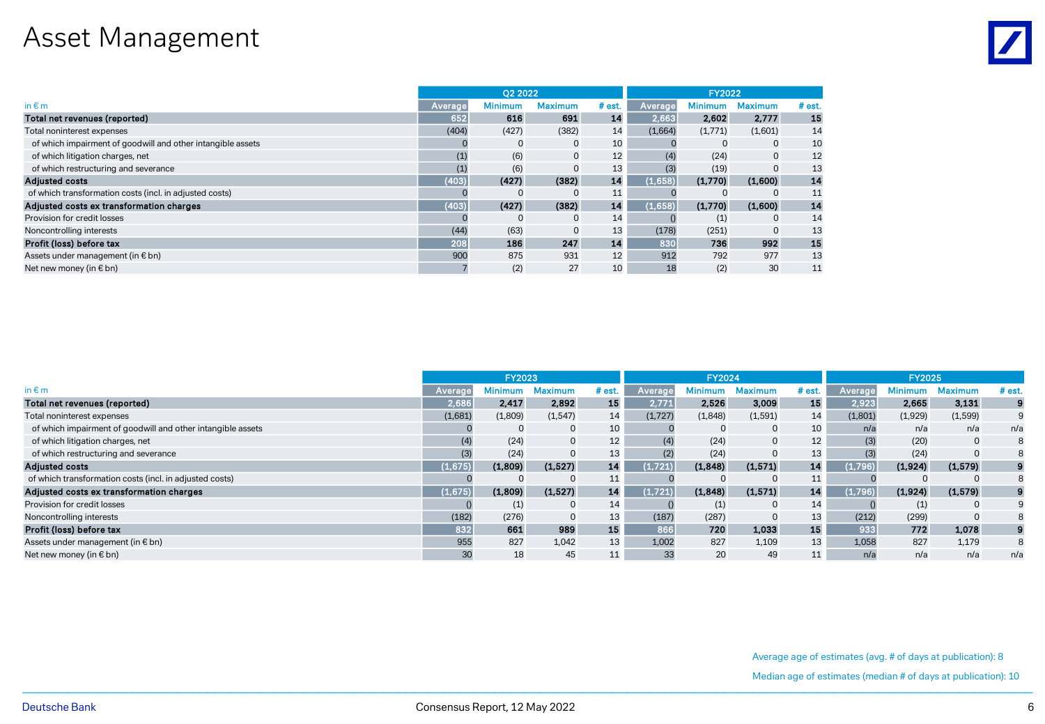# Asset Management

| in € m | Q2 2022 | | | | FY2022 | | | |
|---|---|---|---|---|---|---|---|---|
| | Average | Minimum | Maximum | # est. | Average | Minimum | Maximum | # est. |
| **Total net revenues (reported)** | **652** | **616** | **691** | **14** | **2,663** | **2,602** | **2,777** | **15** |
| Total noninterest expenses | (404) | (427) | (382) | 14 | (1,664) | (1,771) | (1,601) | 14 |
| of which impairment of goodwill and other intangible assets | 0 | 0 | 0 | 10 | 0 | 0 | 0 | 10 |
| of which litigation charges, net | (1) | (6) | 0 | 12 | (4) | (24) | 0 | 12 |
| of which restructuring and severance | (1) | (6) | 0 | 13 | (3) | (19) | 0 | 13 |
| **Adjusted costs** | **(403)** | **(427)** | **(382)** | **14** | **(1,658)** | **(1,770)** | **(1,600)** | **14** |
| of which transformation costs (incl. in adjusted costs) | 0 | 0 | 0 | 11 | 0 | 0 | 0 | 11 |
| **Adjusted costs ex transformation charges** | **(403)** | **(427)** | **(382)** | **14** | **(1,658)** | **(1,770)** | **(1,600)** | **14** |
| Provision for credit losses | 0 | 0 | 0 | 14 | () | (1) | 0 | 14 |
| Noncontrolling interests | (44) | (63) | 0 | 13 | (178) | (251) | 0 | 13 |
| **Profit (loss) before tax** | **208** | **186** | **247** | **14** | **830** | **736** | **992** | **15** |
| Assets under management (in € bn) | 900 | 875 | 931 | 12 | 912 | 792 | 977 | 13 |
| Net new money (in € bn) | 7 | (2) | 27 | 10 | 18 | (2) | 30 | 11 |

| in € m | FY2023 | | | | FY2024 | | | | FY2025 | | | |
|---|---|---|---|---|---|---|---|---|---|---|---|---|
| | Average | Minimum | Maximum | # est. | Average | Minimum | Maximum | # est. | Average | Minimum | Maximum | # est. |
| **Total net revenues (reported)** | **2,686** | **2,417** | **2,892** | **15** | **2,771** | **2,526** | **3,009** | **15** | **2,923** | **2,665** | **3,131** | **9** |
| Total noninterest expenses | (1,681) | (1,809) | (1,547) | 14 | (1,727) | (1,848) | (1,591) | 14 | (1,801) | (1,929) | (1,599) | 9 |
| of which impairment of goodwill and other intangible assets | 0 | 0 | 0 | 10 | 0 | 0 | 0 | 10 | n/a | n/a | n/a | n/a |
| of which litigation charges, net | (4) | (24) | 0 | 12 | (4) | (24) | 0 | 12 | (3) | (20) | 0 | 8 |
| of which restructuring and severance | (3) | (24) | 0 | 13 | (2) | (24) | 0 | 13 | (3) | (24) | 0 | 8 |
| **Adjusted costs** | **(1,675)** | **(1,809)** | **(1,527)** | **14** | **(1,721)** | **(1,848)** | **(1,571)** | **14** | **(1,796)** | **(1,924)** | **(1,579)** | **9** |
| of which transformation costs (incl. in adjusted costs) | 0 | 0 | 0 | 11 | 0 | 0 | 0 | 11 | 0 | 0 | 0 | 8 |
| **Adjusted costs ex transformation charges** | **(1,675)** | **(1,809)** | **(1,527)** | **14** | **(1,721)** | **(1,848)** | **(1,571)** | **14** | **(1,796)** | **(1,924)** | **(1,579)** | **9** |
| Provision for credit losses | () | (1) | 0 | 14 | () | (1) | 0 | 14 | () | (1) | 0 | 9 |
| Noncontrolling interests | (182) | (276) | 0 | 13 | (187) | (287) | 0 | 13 | (212) | (299) | 0 | 8 |
| **Profit (loss) before tax** | **832** | **661** | **989** | **15** | **866** | **720** | **1,033** | **15** | **933** | **772** | **1,078** | **9** |
| Assets under management (in € bn) | 955 | 827 | 1,042 | 13 | 1,002 | 827 | 1,109 | 13 | 1,058 | 827 | 1,179 | 8 |
| Net new money (in € bn) | 30 | 18 | 45 | 11 | 33 | 20 | 49 | 11 | n/a | n/a | n/a | n/a |

Average age of estimates (avg. # of days at publication): 8

Median age of estimates (median # of days at publication): 10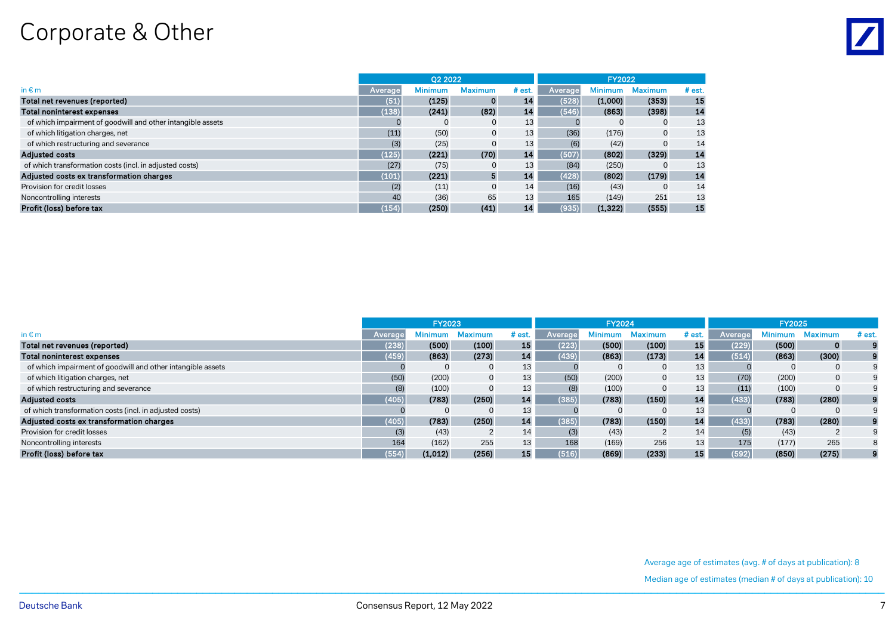# Corporate & Other

| in € m | Q2 2022 | | | | FY2022 | | | |
|---|---|---|---|---|---|---|---|---|
| | Average | Minimum | Maximum | # est. | Average | Minimum | Maximum | # est. |
| **Total net revenues (reported)** | **(51)** | **(125)** | **0** | **14** | **(528)** | **(1,000)** | **(353)** | **15** |
| **Total noninterest expenses** | **(138)** | **(241)** | **(82)** | **14** | **(546)** | **(863)** | **(398)** | **14** |
| of which impairment of goodwill and other intangible assets | 0 | 0 | 0 | 13 | 0 | 0 | 0 | 13 |
| of which litigation charges, net | (11) | (50) | 0 | 13 | (36) | (176) | 0 | 13 |
| of which restructuring and severance | (3) | (25) | 0 | 13 | (6) | (42) | 0 | 14 |
| **Adjusted costs** | **(125)** | **(221)** | **(70)** | **14** | **(507)** | **(802)** | **(329)** | **14** |
| of which transformation costs (incl. in adjusted costs) | (27) | (75) | 0 | 13 | (84) | (250) | 0 | 13 |
| **Adjusted costs ex transformation charges** | **(101)** | **(221)** | **5** | **14** | **(428)** | **(802)** | **(179)** | **14** |
| Provision for credit losses | (2) | (11) | 0 | 14 | (16) | (43) | 0 | 14 |
| Noncontrolling interests | 40 | (36) | 65 | 13 | 165 | (149) | 251 | 13 |
| **Profit (loss) before tax** | **(154)** | **(250)** | **(41)** | **14** | **(935)** | **(1,322)** | **(555)** | **15** |

| in € m | FY2023 | | | | FY2024 | | | | FY2025 | | | |
|---|---|---|---|---|---|---|---|---|---|---|---|---|
| | Average | Minimum | Maximum | # est. | Average | Minimum | Maximum | # est. | Average | Minimum | Maximum | # est. |
| **Total net revenues (reported)** | **(238)** | **(500)** | **(100)** | **15** | **(223)** | **(500)** | **(100)** | **15** | **(229)** | **(500)** | **0** | **9** |
| **Total noninterest expenses** | **(459)** | **(863)** | **(273)** | **14** | **(439)** | **(863)** | **(173)** | **14** | **(514)** | **(863)** | **(300)** | **9** |
| of which impairment of goodwill and other intangible assets | 0 | 0 | 0 | 13 | 0 | 0 | 0 | 13 | 0 | 0 | 0 | 9 |
| of which litigation charges, net | (50) | (200) | 0 | 13 | (50) | (200) | 0 | 13 | (70) | (200) | 0 | 9 |
| of which restructuring and severance | (8) | (100) | 0 | 13 | (8) | (100) | 0 | 13 | (11) | (100) | 0 | 9 |
| **Adjusted costs** | **(405)** | **(783)** | **(250)** | **14** | **(385)** | **(783)** | **(150)** | **14** | **(433)** | **(783)** | **(280)** | **9** |
| of which transformation costs (incl. in adjusted costs) | 0 | 0 | 0 | 13 | 0 | 0 | 0 | 13 | 0 | 0 | 0 | 9 |
| **Adjusted costs ex transformation charges** | **(405)** | **(783)** | **(250)** | **14** | **(385)** | **(783)** | **(150)** | **14** | **(433)** | **(783)** | **(280)** | **9** |
| Provision for credit losses | (3) | (43) | 2 | 14 | (3) | (43) | 2 | 14 | (5) | (43) | 2 | 9 |
| Noncontrolling interests | 164 | (162) | 255 | 13 | 168 | (169) | 256 | 13 | 175 | (177) | 265 | 8 |
| **Profit (loss) before tax** | **(554)** | **(1,012)** | **(256)** | **15** | **(516)** | **(869)** | **(233)** | **15** | **(592)** | **(850)** | **(275)** | **9** |

Average age of estimates (avg. # of days at publication): 8

Median age of estimates (median # of days at publication): 10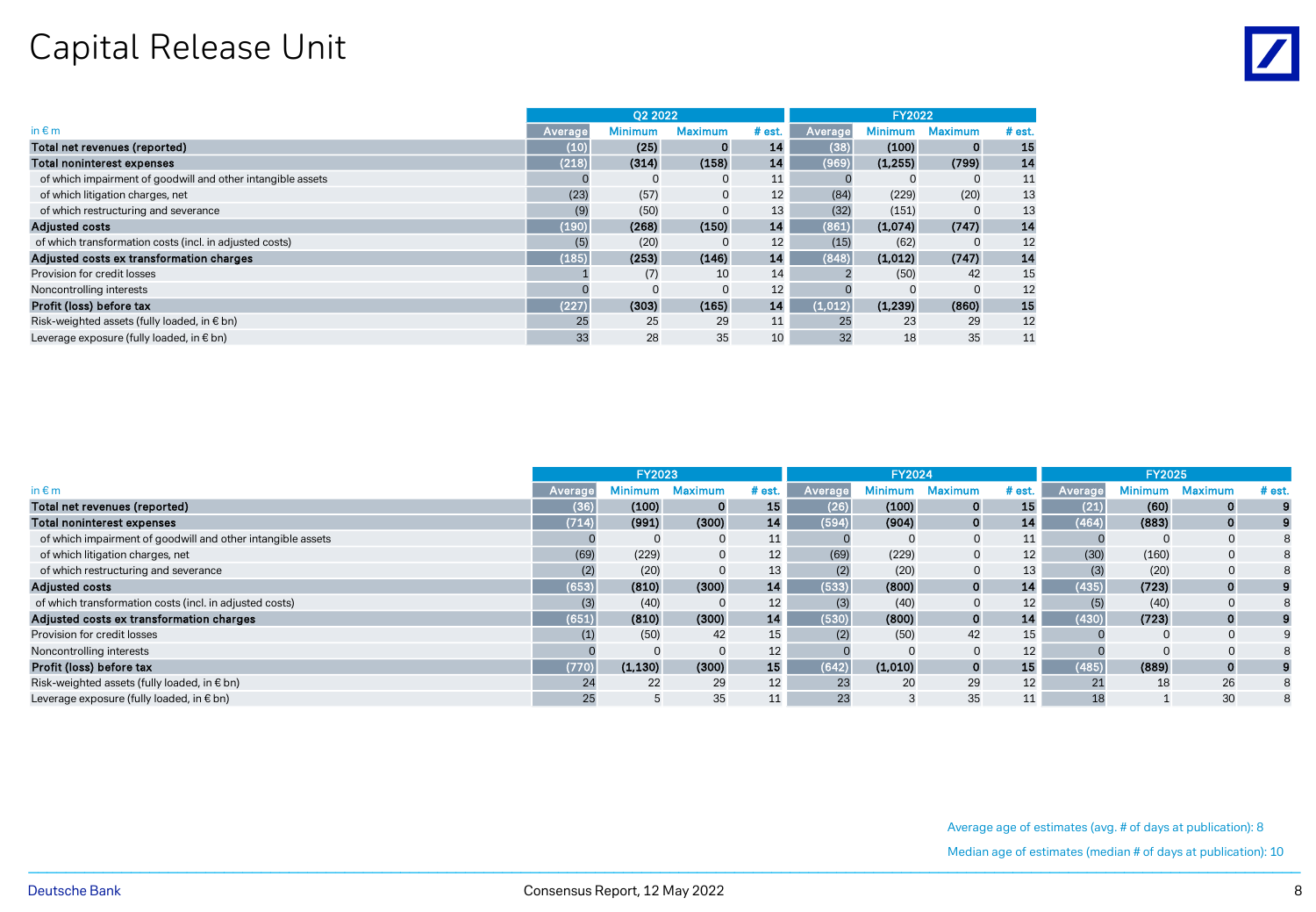# Capital Release Unit

| in € m | Q2 2022 | | | | FY2022 | | | |
|---|---|---|---|---|---|---|---|---|
| | Average | Minimum | Maximum | # est. | Average | Minimum | Maximum | # est. |
| **Total net revenues (reported)** | **(10)** | **(25)** | **0** | **14** | **(38)** | **(100)** | **0** | **15** |
| **Total noninterest expenses** | **(218)** | **(314)** | **(158)** | **14** | **(969)** | **(1,255)** | **(799)** | **14** |
| of which impairment of goodwill and other intangible assets | 0 | 0 | 0 | 11 | 0 | 0 | 0 | 11 |
| of which litigation charges, net | (23) | (57) | 0 | 12 | (84) | (229) | (20) | 13 |
| of which restructuring and severance | (9) | (50) | 0 | 13 | (32) | (151) | 0 | 13 |
| **Adjusted costs** | **(190)** | **(268)** | **(150)** | **14** | **(861)** | **(1,074)** | **(747)** | **14** |
| of which transformation costs (incl. in adjusted costs) | (5) | (20) | 0 | 12 | (15) | (62) | 0 | 12 |
| **Adjusted costs ex transformation charges** | **(185)** | **(253)** | **(146)** | **14** | **(848)** | **(1,012)** | **(747)** | **14** |
| Provision for credit losses | 1 | (7) | 10 | 14 | 2 | (50) | 42 | 15 |
| Noncontrolling interests | 0 | 0 | 0 | 12 | 0 | 0 | 0 | 12 |
| **Profit (loss) before tax** | **(227)** | **(303)** | **(165)** | **14** | **(1,012)** | **(1,239)** | **(860)** | **15** |
| Risk-weighted assets (fully loaded, in € bn) | 25 | 25 | 29 | 11 | 25 | 23 | 29 | 12 |
| Leverage exposure (fully loaded, in € bn) | 33 | 28 | 35 | 10 | 32 | 18 | 35 | 11 |

| in € m | FY2023 | | | | FY2024 | | | | FY2025 | | | |
|---|---|---|---|---|---|---|---|---|---|---|---|---|
| | Average | Minimum | Maximum | # est. | Average | Minimum | Maximum | # est. | Average | Minimum | Maximum | # est. |
| **Total net revenues (reported)** | **(36)** | **(100)** | **0** | **15** | **(26)** | **(100)** | **0** | **15** | **(21)** | **(60)** | **0** | **9** |
| **Total noninterest expenses** | **(714)** | **(991)** | **(300)** | **14** | **(594)** | **(904)** | **0** | **14** | **(464)** | **(883)** | **0** | **9** |
| of which impairment of goodwill and other intangible assets | 0 | 0 | 0 | 11 | 0 | 0 | 0 | 11 | 0 | 0 | 0 | 8 |
| of which litigation charges, net | (69) | (229) | 0 | 12 | (69) | (229) | 0 | 12 | (30) | (160) | 0 | 8 |
| of which restructuring and severance | (2) | (20) | 0 | 13 | (2) | (20) | 0 | 13 | (3) | (20) | 0 | 8 |
| **Adjusted costs** | **(653)** | **(810)** | **(300)** | **14** | **(533)** | **(800)** | **0** | **14** | **(435)** | **(723)** | **0** | **9** |
| of which transformation costs (incl. in adjusted costs) | (3) | (40) | 0 | 12 | (3) | (40) | 0 | 12 | (5) | (40) | 0 | 8 |
| **Adjusted costs ex transformation charges** | **(651)** | **(810)** | **(300)** | **14** | **(530)** | **(800)** | **0** | **14** | **(430)** | **(723)** | **0** | **9** |
| Provision for credit losses | (1) | (50) | 42 | 15 | (2) | (50) | 42 | 15 | 0 | 0 | 0 | 9 |
| Noncontrolling interests | 0 | 0 | 0 | 12 | 0 | 0 | 0 | 12 | 0 | 0 | 0 | 8 |
| **Profit (loss) before tax** | **(770)** | **(1,130)** | **(300)** | **15** | **(642)** | **(1,010)** | **0** | **15** | **(485)** | **(889)** | **0** | **9** |
| Risk-weighted assets (fully loaded, in € bn) | 24 | 22 | 29 | 12 | 23 | 20 | 29 | 12 | 21 | 18 | 26 | 8 |
| Leverage exposure (fully loaded, in € bn) | 25 | 5 | 35 | 11 | 23 | 3 | 35 | 11 | 18 | 1 | 30 | 8 |

Average age of estimates (avg. # of days at publication): 8

Median age of estimates (median # of days at publication): 10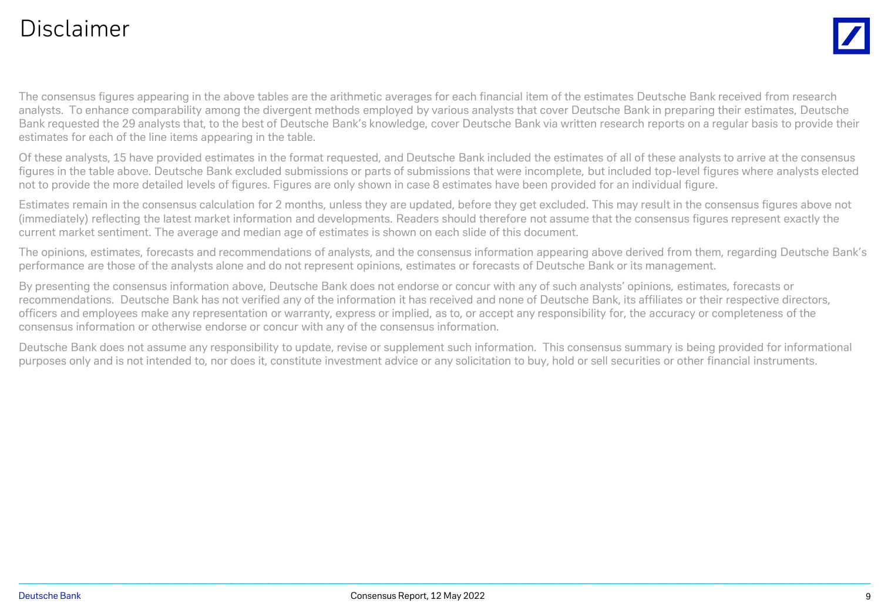# Disclaimer

The consensus figures appearing in the above tables are the arithmetic averages for each financial item of the estimates Deutsche Bank received from research analysts. To enhance comparability among the divergent methods employed by various analysts that cover Deutsche Bank in preparing their estimates, Deutsche Bank requested the 29 analysts that, to the best of Deutsche Bank's knowledge, cover Deutsche Bank via written research reports on a regular basis to provide their estimates for each of the line items appearing in the table.

Of these analysts, 15 have provided estimates in the format requested, and Deutsche Bank included the estimates of all of these analysts to arrive at the consensus figures in the table above. Deutsche Bank excluded submissions or parts of submissions that were incomplete, but included top-level figures where analysts elected not to provide the more detailed levels of figures. Figures are only shown in case 8 estimates have been provided for an individual figure.

Estimates remain in the consensus calculation for 2 months, unless they are updated, before they get excluded. This may result in the consensus figures above not (immediately) reflecting the latest market information and developments. Readers should therefore not assume that the consensus figures represent exactly the current market sentiment. The average and median age of estimates is shown on each slide of this document.

The opinions, estimates, forecasts and recommendations of analysts, and the consensus information appearing above derived from them, regarding Deutsche Bank's performance are those of the analysts alone and do not represent opinions, estimates or forecasts of Deutsche Bank or its management.

By presenting the consensus information above, Deutsche Bank does not endorse or concur with any of such analysts' opinions, estimates, forecasts or recommendations. Deutsche Bank has not verified any of the information it has received and none of Deutsche Bank, its affiliates or their respective directors, officers and employees make any representation or warranty, express or implied, as to, or accept any responsibility for, the accuracy or completeness of the consensus information or otherwise endorse or concur with any of the consensus information.

Deutsche Bank does not assume any responsibility to update, revise or supplement such information. This consensus summary is being provided for informational purposes only and is not intended to, nor does it, constitute investment advice or any solicitation to buy, hold or sell securities or other financial instruments.